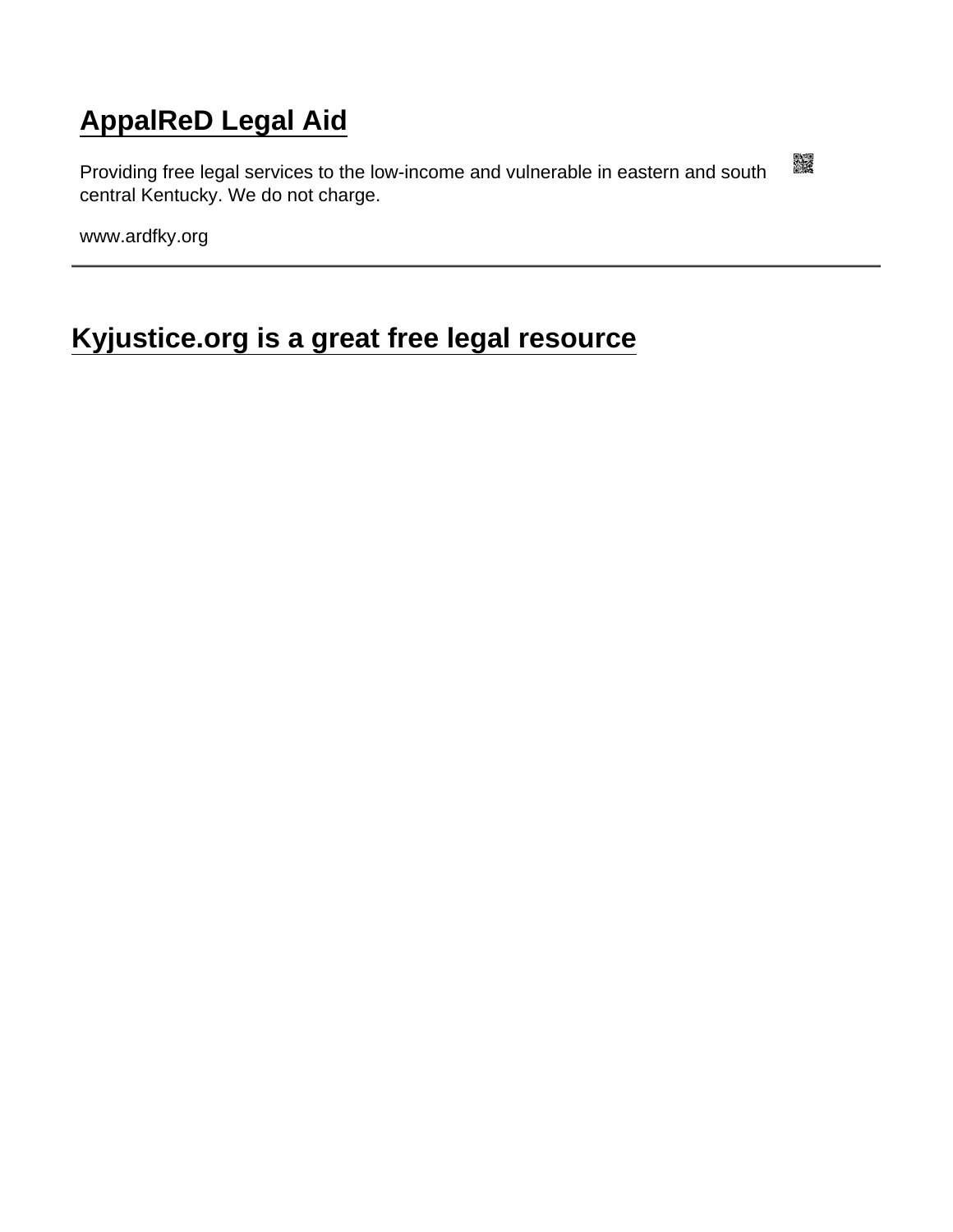# AppalReD Legal Aid

Providing free legal services to the low-income and vulnerable in eastern and south central Kentucky. We do not charge.

www.ardfky.org

---

## Kyjustice.org is a great free legal resource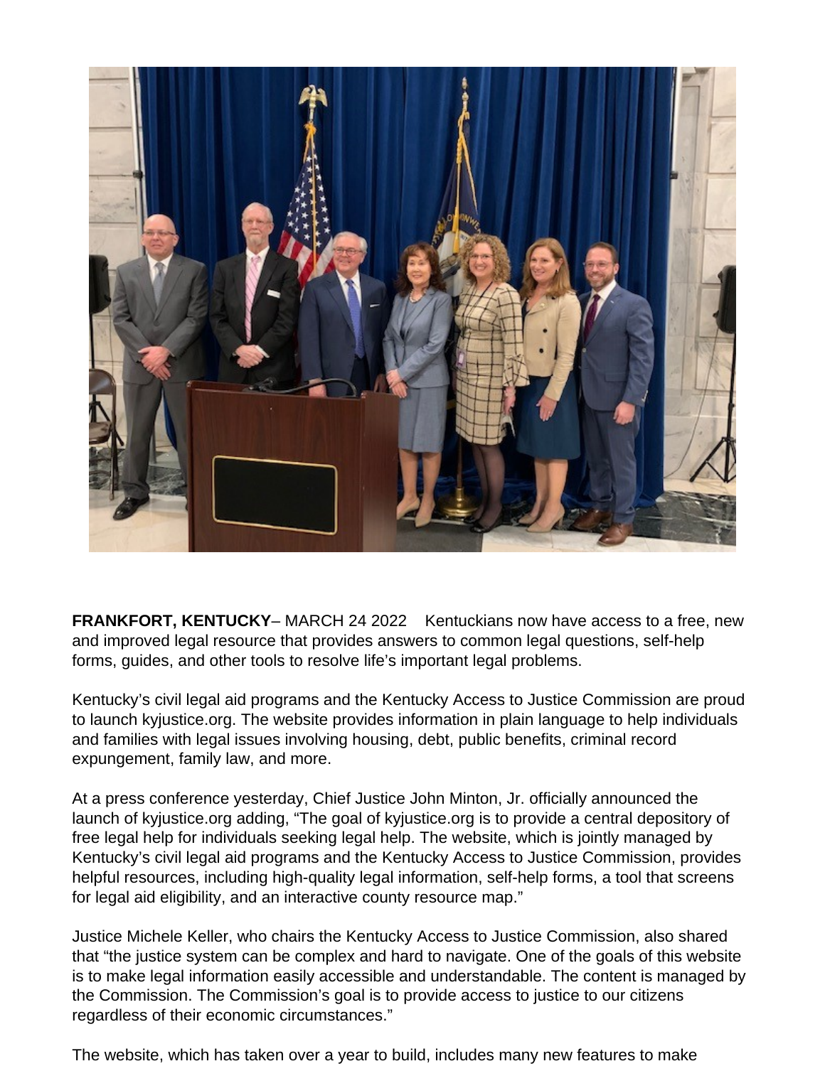**FRANKFORT, KENTUCKY**– MARCH 24 2022 Kentuckians now have access to a free, new and improved legal resource that provides answers to common legal questions, self-help forms, guides, and other tools to resolve life's important legal problems.

Kentucky's civil legal aid programs and the Kentucky Access to Justice Commission are proud to launch kyjustice.org. The website provides information in plain language to help individuals and families with legal issues involving housing, debt, public benefits, criminal record expungement, family law, and more.

At a press conference yesterday, Chief Justice John Minton, Jr. officially announced the launch of kyjustice.org adding, "The goal of kyjustice.org is to provide a central depository of free legal help for individuals seeking legal help. The website, which is jointly managed by Kentucky's civil legal aid programs and the Kentucky Access to Justice Commission, provides helpful resources, including high-quality legal information, self-help forms, a tool that screens for legal aid eligibility, and an interactive county resource map."

Justice Michele Keller, who chairs the Kentucky Access to Justice Commission, also shared that "the justice system can be complex and hard to navigate. One of the goals of this website is to make legal information easily accessible and understandable. The content is managed by the Commission. The Commission's goal is to provide access to justice to our citizens regardless of their economic circumstances."

The website, which has taken over a year to build, includes many new features to make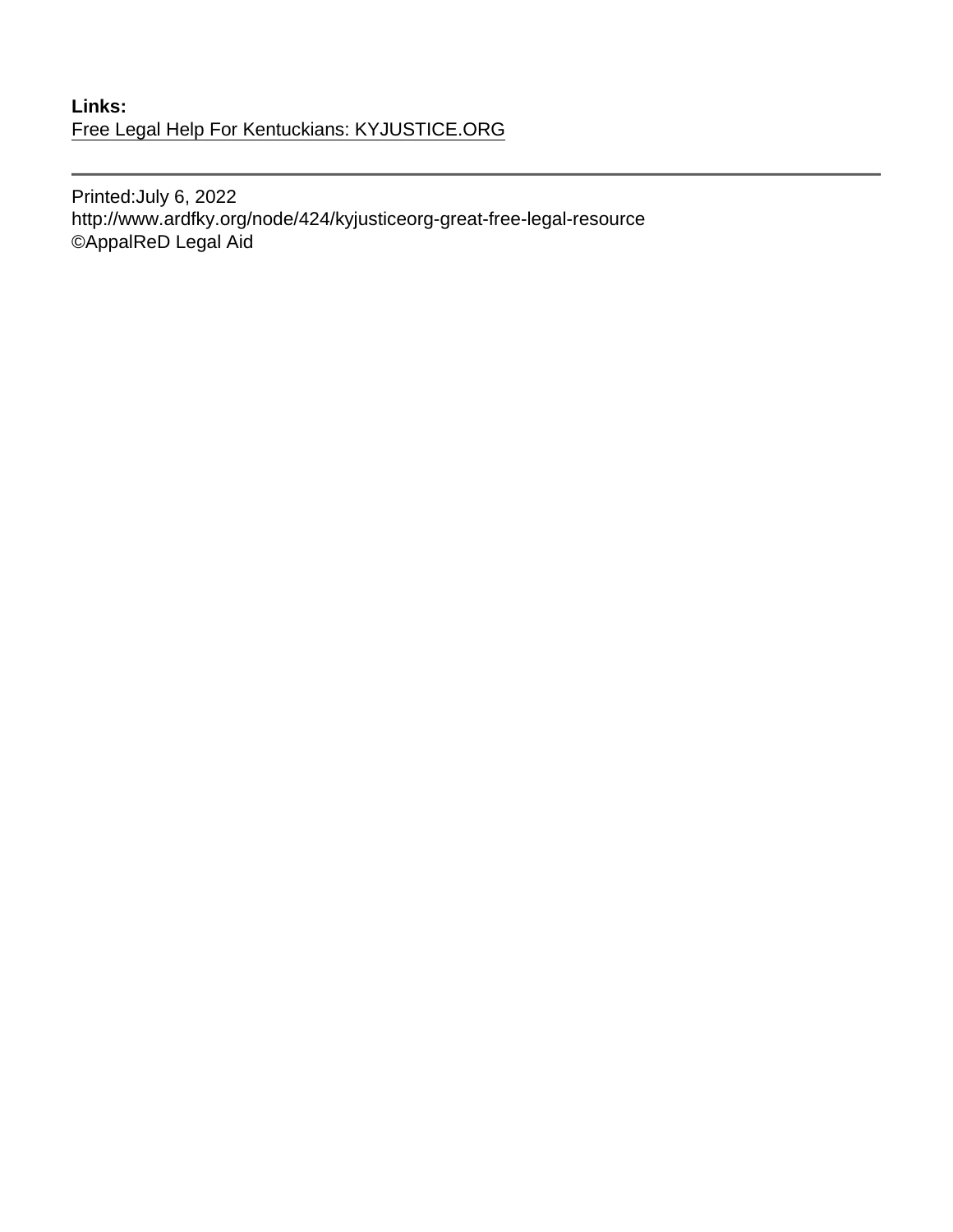**Links:**
Free Legal Help For Kentuckians: KYJUSTICE.ORG

---

Printed:July 6, 2022
http://www.ardfky.org/node/424/kyjusticeorg-great-free-legal-resource
©AppalReD Legal Aid